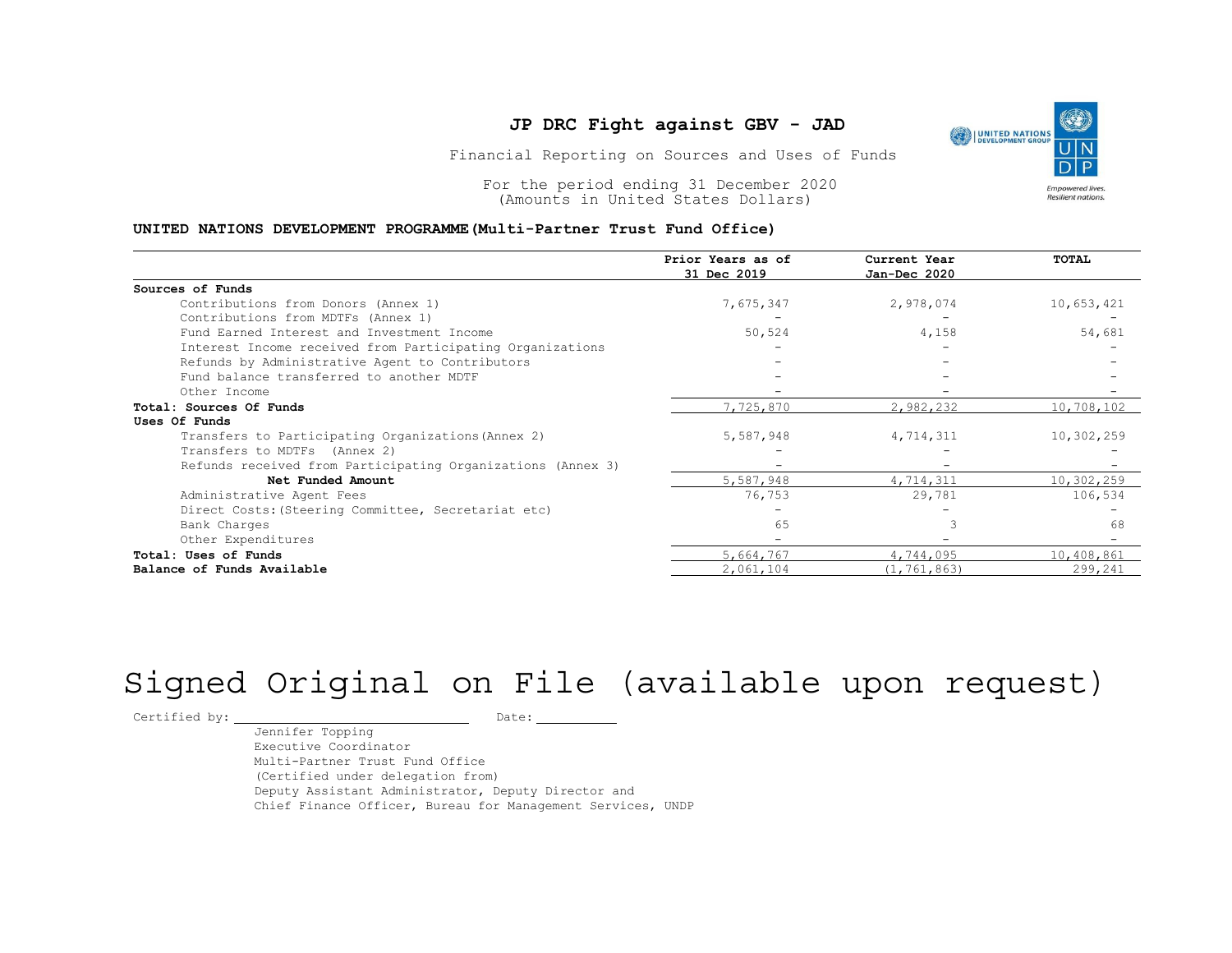# JP DRC Fight against GBV - JAD

Financial Reporting on Sources and Uses of Funds

For the period ending 31 December 2020
(Amounts in United States Dollars)

**UNITED NATIONS DEVELOPMENT PROGRAMME(Multi-Partner Trust Fund Office)**

| | Prior Years as of 31 Dec 2019 | Current Year Jan-Dec 2020 | TOTAL |
|---|---|---|---|
| **Sources of Funds** | | | |
| Contributions from Donors (Annex 1) | 7,675,347 | 2,978,074 | 10,653,421 |
| Contributions from MDTFs (Annex 1) | - | - | - |
| Fund Earned Interest and Investment Income | 50,524 | 4,158 | 54,681 |
| Interest Income received from Participating Organizations | - | - | - |
| Refunds by Administrative Agent to Contributors | - | - | - |
| Fund balance transferred to another MDTF | - | - | - |
| Other Income | - | - | - |
| **Total: Sources Of Funds** | 7,725,870 | 2,982,232 | 10,708,102 |
| **Uses Of Funds** | | | |
| Transfers to Participating Organizations(Annex 2) | 5,587,948 | 4,714,311 | 10,302,259 |
| Transfers to MDTFs (Annex 2) | - | - | - |
| Refunds received from Participating Organizations (Annex 3) | - | - | - |
| **Net Funded Amount** | 5,587,948 | 4,714,311 | 10,302,259 |
| Administrative Agent Fees | 76,753 | 29,781 | 106,534 |
| Direct Costs:(Steering Committee, Secretariat etc) | - | - | - |
| Bank Charges | 65 | 3 | 68 |
| Other Expenditures | - | - | - |
| **Total: Uses of Funds** | 5,664,767 | 4,744,095 | 10,408,861 |
| **Balance of Funds Available** | 2,061,104 | (1,761,863) | 299,241 |

Signed Original on File (available upon request)

Certified by: ______________________ Date: __________

Jennifer Topping
Executive Coordinator
Multi-Partner Trust Fund Office
(Certified under delegation from)
Deputy Assistant Administrator, Deputy Director and
Chief Finance Officer, Bureau for Management Services, UNDP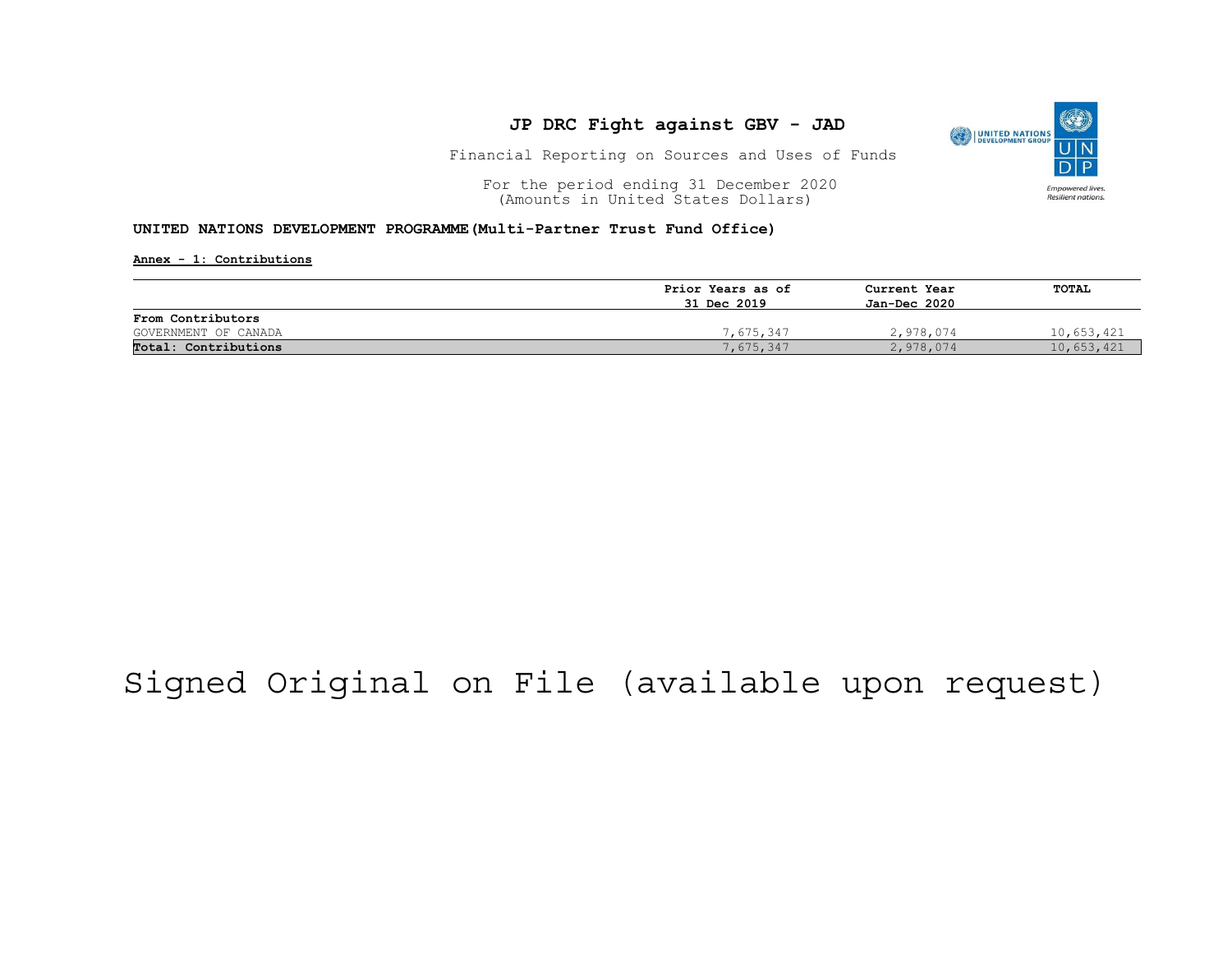# JP DRC Fight against GBV - JAD

Financial Reporting on Sources and Uses of Funds

For the period ending 31 December 2020
(Amounts in United States Dollars)

**UNITED NATIONS DEVELOPMENT PROGRAMME(Multi-Partner Trust Fund Office)**

**Annex - 1: Contributions**

| | Prior Years as of 31 Dec 2019 | Current Year Jan-Dec 2020 | TOTAL |
|---|---|---|---|
| **From Contributors** | | | |
| GOVERNMENT OF CANADA | 7,675,347 | 2,978,074 | 10,653,421 |
| **Total: Contributions** | 7,675,347 | 2,978,074 | 10,653,421 |

Signed Original on File (available upon request)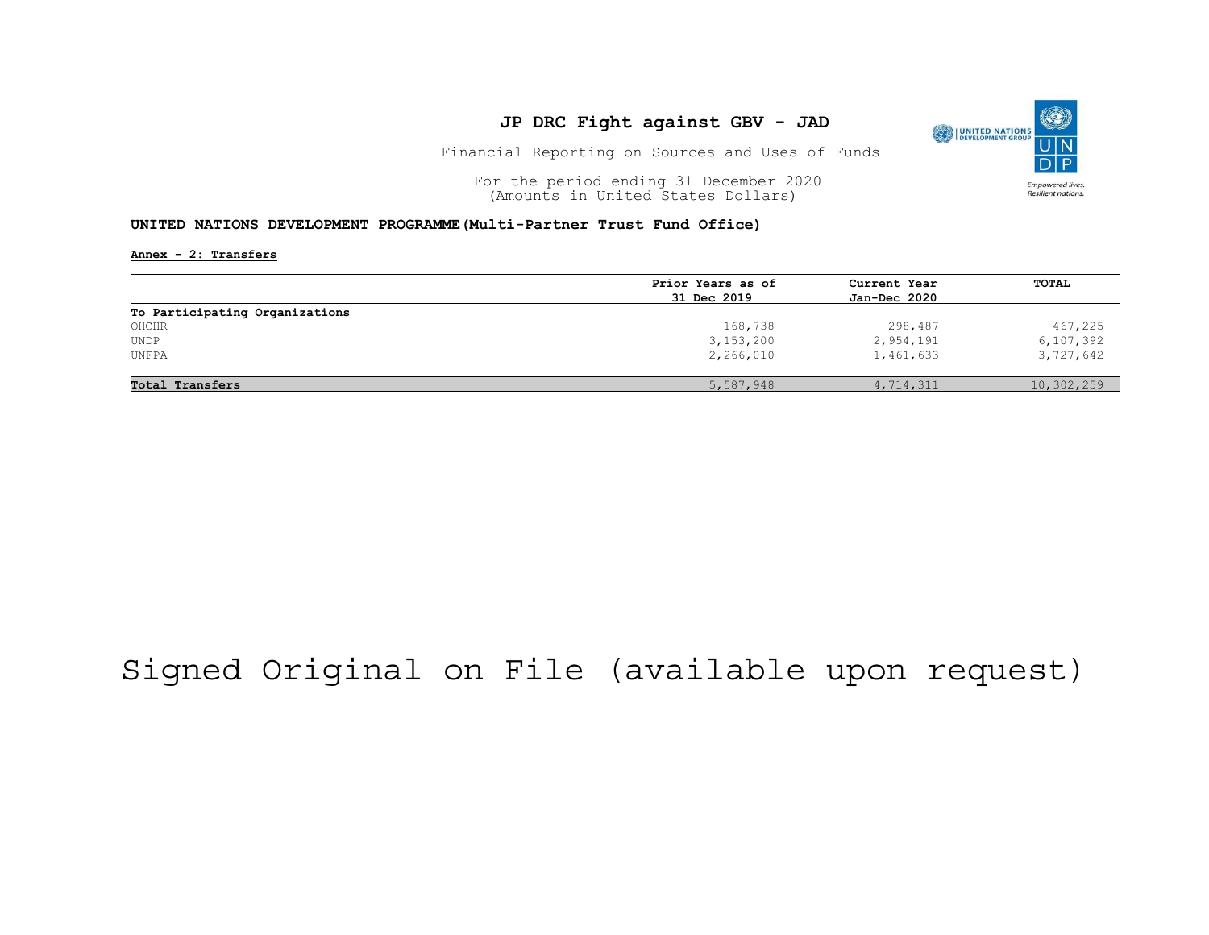# JP DRC Fight against GBV - JAD

Financial Reporting on Sources and Uses of Funds

For the period ending 31 December 2020
(Amounts in United States Dollars)

**UNITED NATIONS DEVELOPMENT PROGRAMME(Multi-Partner Trust Fund Office)**

**Annex - 2: Transfers**

| | Prior Years as of 31 Dec 2019 | Current Year Jan-Dec 2020 | TOTAL |
|---|---|---|---|
| **To Participating Organizations** | | | |
| OHCHR | 168,738 | 298,487 | 467,225 |
| UNDP | 3,153,200 | 2,954,191 | 6,107,392 |
| UNFPA | 2,266,010 | 1,461,633 | 3,727,642 |
| **Total Transfers** | 5,587,948 | 4,714,311 | 10,302,259 |

Signed Original on File (available upon request)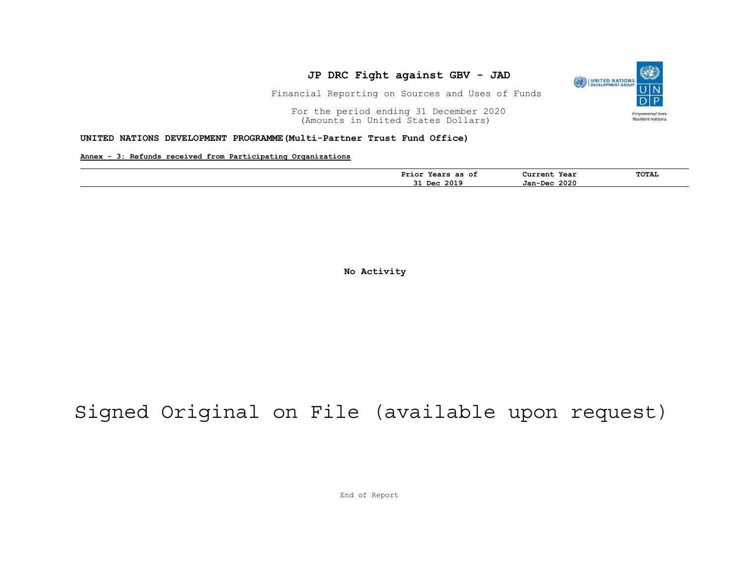# JP DRC Fight against GBV - JAD

Financial Reporting on Sources and Uses of Funds

For the period ending 31 December 2020
(Amounts in United States Dollars)

**UNITED NATIONS DEVELOPMENT PROGRAMME(Multi-Partner Trust Fund Office)**

**Annex - 3: Refunds received from Participating Organizations**

| | Prior Years as of 31 Dec 2019 | Current Year Jan-Dec 2020 | TOTAL |
|---|---|---|---|

**No Activity**

Signed Original on File (available upon request)

End of Report